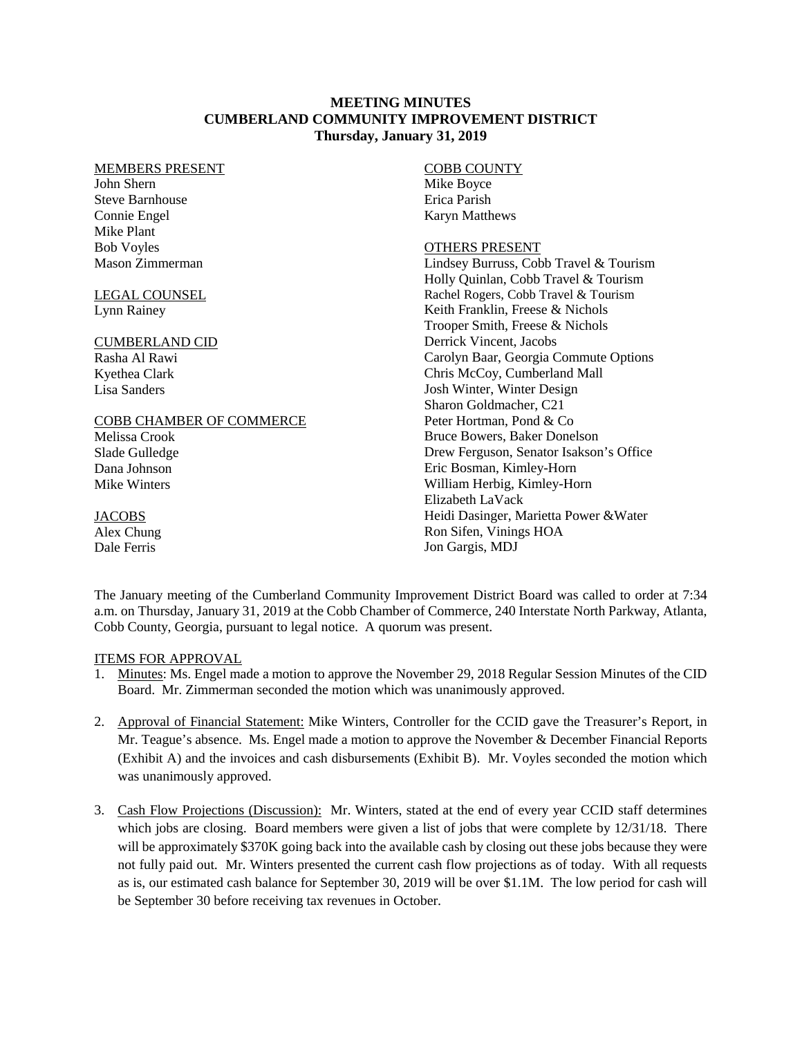**MEETING MINUTES**
**CUMBERLAND COMMUNITY IMPROVEMENT DISTRICT**
**Thursday, January 31, 2019**

MEMBERS PRESENT
John Shern
Steve Barnhouse
Connie Engel
Mike Plant
Bob Voyles
Mason Zimmerman

LEGAL COUNSEL
Lynn Rainey

CUMBERLAND CID
Rasha Al Rawi
Kyethea Clark
Lisa Sanders

COBB CHAMBER OF COMMERCE
Melissa Crook
Slade Gulledge
Dana Johnson
Mike Winters

JACOBS
Alex Chung
Dale Ferris

COBB COUNTY
Mike Boyce
Erica Parish
Karyn Matthews

OTHERS PRESENT
Lindsey Burruss, Cobb Travel & Tourism
Holly Quinlan, Cobb Travel & Tourism
Rachel Rogers, Cobb Travel & Tourism
Keith Franklin, Freese & Nichols
Trooper Smith, Freese & Nichols
Derrick Vincent, Jacobs
Carolyn Baar, Georgia Commute Options
Chris McCoy, Cumberland Mall
Josh Winter, Winter Design
Sharon Goldmacher, C21
Peter Hortman, Pond & Co
Bruce Bowers, Baker Donelson
Drew Ferguson, Senator Isakson's Office
Eric Bosman, Kimley-Horn
William Herbig, Kimley-Horn
Elizabeth LaVack
Heidi Dasinger, Marietta Power &Water
Ron Sifen, Vinings HOA
Jon Gargis, MDJ

The January meeting of the Cumberland Community Improvement District Board was called to order at 7:34 a.m. on Thursday, January 31, 2019 at the Cobb Chamber of Commerce, 240 Interstate North Parkway, Atlanta, Cobb County, Georgia, pursuant to legal notice. A quorum was present.

ITEMS FOR APPROVAL

1. Minutes: Ms. Engel made a motion to approve the November 29, 2018 Regular Session Minutes of the CID Board. Mr. Zimmerman seconded the motion which was unanimously approved.

2. Approval of Financial Statement: Mike Winters, Controller for the CCID gave the Treasurer's Report, in Mr. Teague's absence. Ms. Engel made a motion to approve the November & December Financial Reports (Exhibit A) and the invoices and cash disbursements (Exhibit B). Mr. Voyles seconded the motion which was unanimously approved.

3. Cash Flow Projections (Discussion): Mr. Winters, stated at the end of every year CCID staff determines which jobs are closing. Board members were given a list of jobs that were complete by 12/31/18. There will be approximately $370K going back into the available cash by closing out these jobs because they were not fully paid out. Mr. Winters presented the current cash flow projections as of today. With all requests as is, our estimated cash balance for September 30, 2019 will be over $1.1M. The low period for cash will be September 30 before receiving tax revenues in October.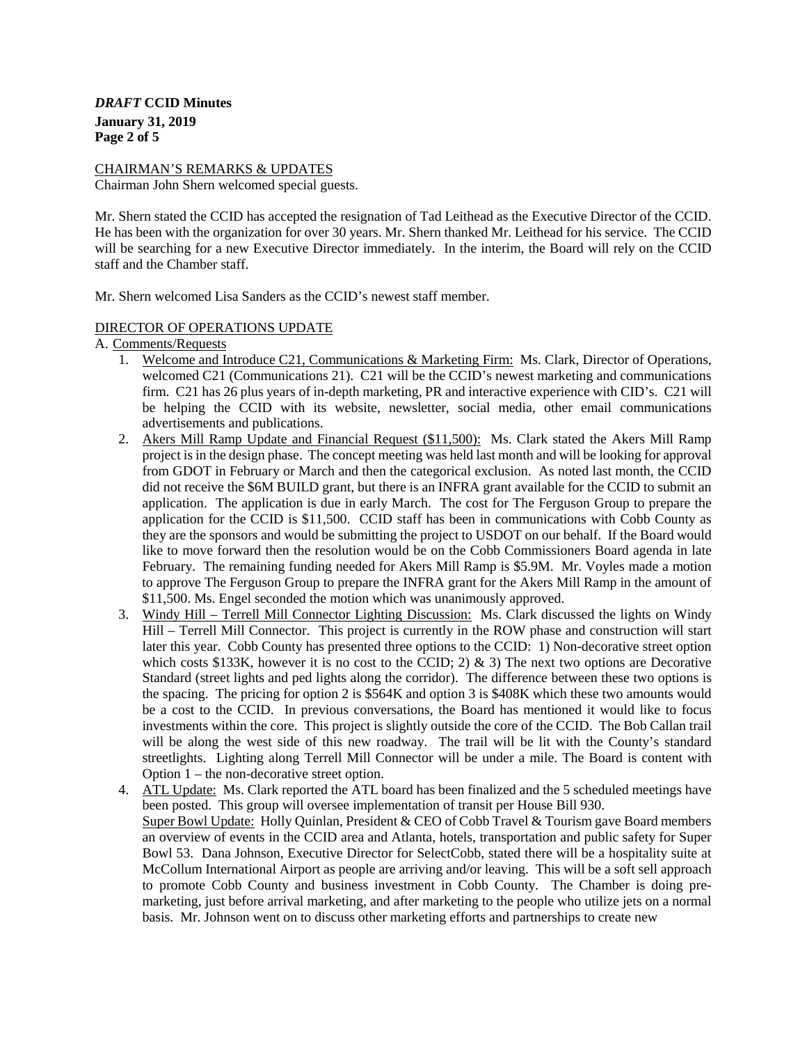CHAIRMAN'S REMARKS & UPDATES

Chairman John Shern welcomed special guests.

Mr. Shern stated the CCID has accepted the resignation of Tad Leithead as the Executive Director of the CCID. He has been with the organization for over 30 years. Mr. Shern thanked Mr. Leithead for his service. The CCID will be searching for a new Executive Director immediately. In the interim, the Board will rely on the CCID staff and the Chamber staff.

Mr. Shern welcomed Lisa Sanders as the CCID's newest staff member.

DIRECTOR OF OPERATIONS UPDATE

A. Comments/Requests

1. Welcome and Introduce C21, Communications & Marketing Firm: Ms. Clark, Director of Operations, welcomed C21 (Communications 21). C21 will be the CCID's newest marketing and communications firm. C21 has 26 plus years of in-depth marketing, PR and interactive experience with CID's. C21 will be helping the CCID with its website, newsletter, social media, other email communications advertisements and publications.
2. Akers Mill Ramp Update and Financial Request ($11,500): Ms. Clark stated the Akers Mill Ramp project is in the design phase. The concept meeting was held last month and will be looking for approval from GDOT in February or March and then the categorical exclusion. As noted last month, the CCID did not receive the $6M BUILD grant, but there is an INFRA grant available for the CCID to submit an application. The application is due in early March. The cost for The Ferguson Group to prepare the application for the CCID is $11,500. CCID staff has been in communications with Cobb County as they are the sponsors and would be submitting the project to USDOT on our behalf. If the Board would like to move forward then the resolution would be on the Cobb Commissioners Board agenda in late February. The remaining funding needed for Akers Mill Ramp is $5.9M. Mr. Voyles made a motion to approve The Ferguson Group to prepare the INFRA grant for the Akers Mill Ramp in the amount of $11,500. Ms. Engel seconded the motion which was unanimously approved.
3. Windy Hill – Terrell Mill Connector Lighting Discussion: Ms. Clark discussed the lights on Windy Hill – Terrell Mill Connector. This project is currently in the ROW phase and construction will start later this year. Cobb County has presented three options to the CCID: 1) Non-decorative street option which costs $133K, however it is no cost to the CCID; 2) & 3) The next two options are Decorative Standard (street lights and ped lights along the corridor). The difference between these two options is the spacing. The pricing for option 2 is $564K and option 3 is $408K which these two amounts would be a cost to the CCID. In previous conversations, the Board has mentioned it would like to focus investments within the core. This project is slightly outside the core of the CCID. The Bob Callan trail will be along the west side of this new roadway. The trail will be lit with the County's standard streetlights. Lighting along Terrell Mill Connector will be under a mile. The Board is content with Option 1 – the non-decorative street option.
4. ATL Update: Ms. Clark reported the ATL board has been finalized and the 5 scheduled meetings have been posted. This group will oversee implementation of transit per House Bill 930.
   Super Bowl Update: Holly Quinlan, President & CEO of Cobb Travel & Tourism gave Board members an overview of events in the CCID area and Atlanta, hotels, transportation and public safety for Super Bowl 53. Dana Johnson, Executive Director for SelectCobb, stated there will be a hospitality suite at McCollum International Airport as people are arriving and/or leaving. This will be a soft sell approach to promote Cobb County and business investment in Cobb County. The Chamber is doing pre-marketing, just before arrival marketing, and after marketing to the people who utilize jets on a normal basis. Mr. Johnson went on to discuss other marketing efforts and partnerships to create new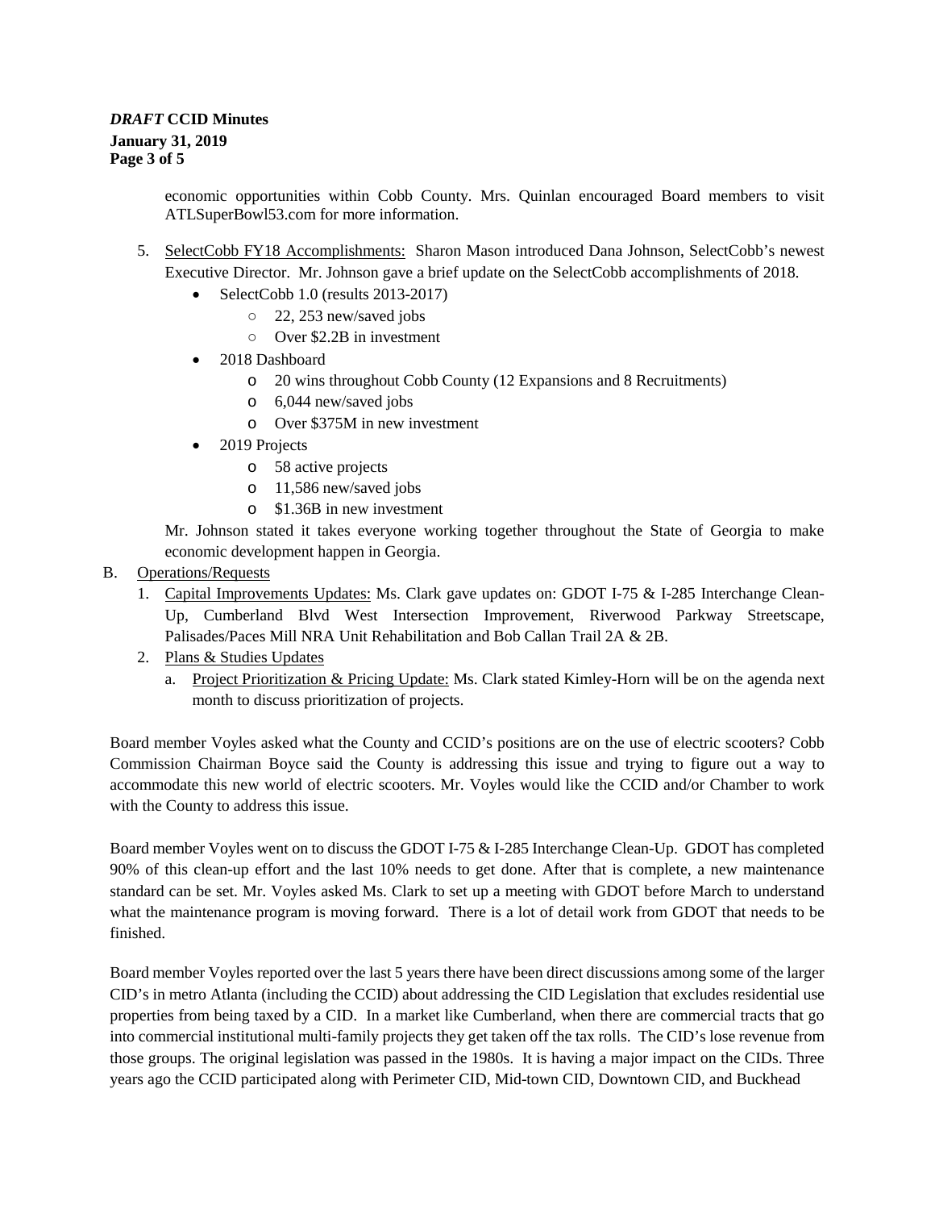economic opportunities within Cobb County. Mrs. Quinlan encouraged Board members to visit ATLSuperBowl53.com for more information.

5. SelectCobb FY18 Accomplishments: Sharon Mason introduced Dana Johnson, SelectCobb's newest Executive Director. Mr. Johnson gave a brief update on the SelectCobb accomplishments of 2018.
   - SelectCobb 1.0 (results 2013-2017)
     - 22, 253 new/saved jobs
     - Over $2.2B in investment
   - 2018 Dashboard
     - 20 wins throughout Cobb County (12 Expansions and 8 Recruitments)
     - 6,044 new/saved jobs
     - Over $375M in new investment
   - 2019 Projects
     - 58 active projects
     - 11,586 new/saved jobs
     - $1.36B in new investment

   Mr. Johnson stated it takes everyone working together throughout the State of Georgia to make economic development happen in Georgia.

B. Operations/Requests
   1. Capital Improvements Updates: Ms. Clark gave updates on: GDOT I-75 & I-285 Interchange Clean-Up, Cumberland Blvd West Intersection Improvement, Riverwood Parkway Streetscape, Palisades/Paces Mill NRA Unit Rehabilitation and Bob Callan Trail 2A & 2B.
   2. Plans & Studies Updates
      a. Project Prioritization & Pricing Update: Ms. Clark stated Kimley-Horn will be on the agenda next month to discuss prioritization of projects.

Board member Voyles asked what the County and CCID's positions are on the use of electric scooters? Cobb Commission Chairman Boyce said the County is addressing this issue and trying to figure out a way to accommodate this new world of electric scooters. Mr. Voyles would like the CCID and/or Chamber to work with the County to address this issue.

Board member Voyles went on to discuss the GDOT I-75 & I-285 Interchange Clean-Up. GDOT has completed 90% of this clean-up effort and the last 10% needs to get done. After that is complete, a new maintenance standard can be set. Mr. Voyles asked Ms. Clark to set up a meeting with GDOT before March to understand what the maintenance program is moving forward. There is a lot of detail work from GDOT that needs to be finished.

Board member Voyles reported over the last 5 years there have been direct discussions among some of the larger CID's in metro Atlanta (including the CCID) about addressing the CID Legislation that excludes residential use properties from being taxed by a CID. In a market like Cumberland, when there are commercial tracts that go into commercial institutional multi-family projects they get taken off the tax rolls. The CID's lose revenue from those groups. The original legislation was passed in the 1980s. It is having a major impact on the CIDs. Three years ago the CCID participated along with Perimeter CID, Mid-town CID, Downtown CID, and Buckhead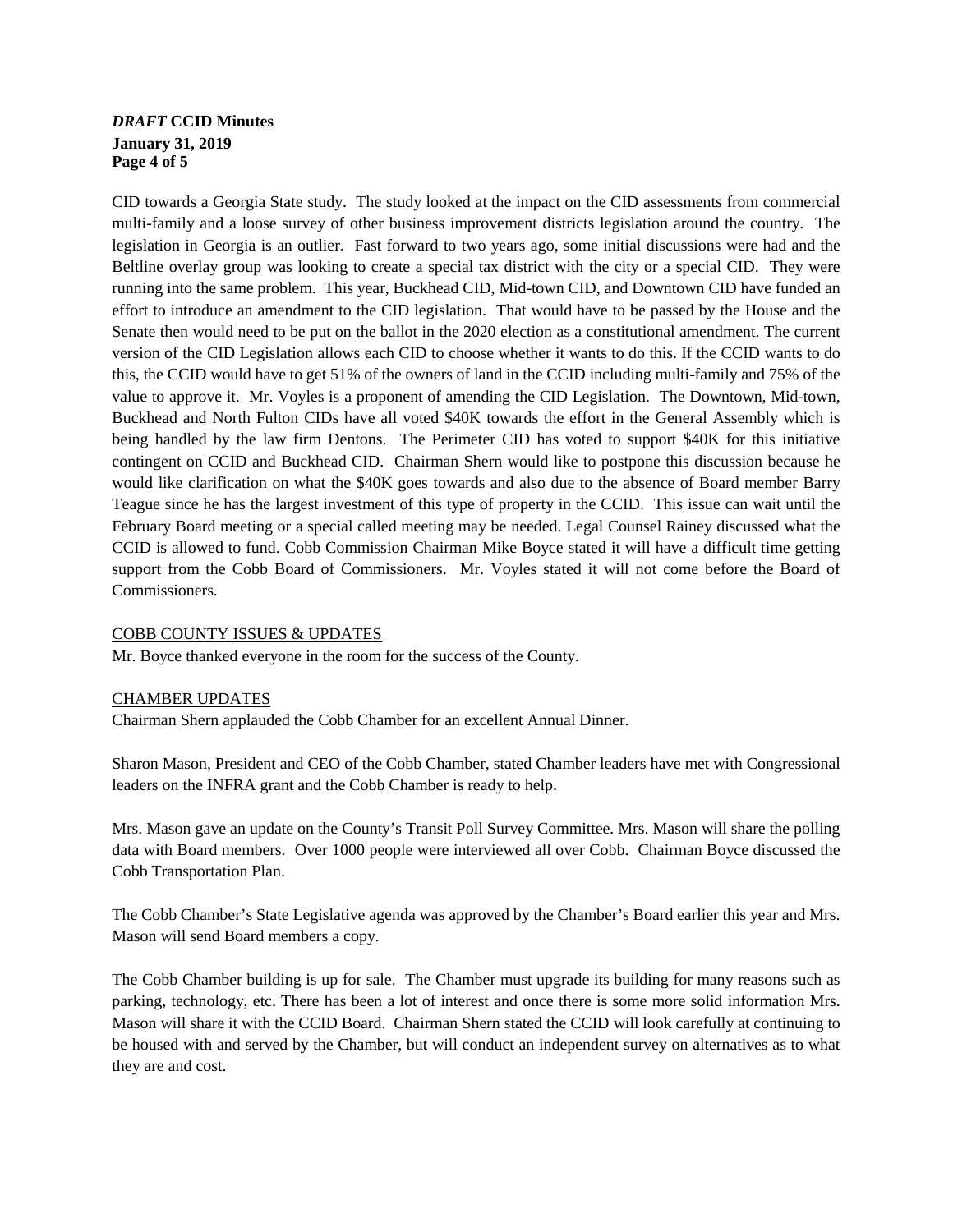CID towards a Georgia State study. The study looked at the impact on the CID assessments from commercial multi-family and a loose survey of other business improvement districts legislation around the country. The legislation in Georgia is an outlier. Fast forward to two years ago, some initial discussions were had and the Beltline overlay group was looking to create a special tax district with the city or a special CID. They were running into the same problem. This year, Buckhead CID, Mid-town CID, and Downtown CID have funded an effort to introduce an amendment to the CID legislation. That would have to be passed by the House and the Senate then would need to be put on the ballot in the 2020 election as a constitutional amendment. The current version of the CID Legislation allows each CID to choose whether it wants to do this. If the CCID wants to do this, the CCID would have to get 51% of the owners of land in the CCID including multi-family and 75% of the value to approve it. Mr. Voyles is a proponent of amending the CID Legislation. The Downtown, Mid-town, Buckhead and North Fulton CIDs have all voted $40K towards the effort in the General Assembly which is being handled by the law firm Dentons. The Perimeter CID has voted to support $40K for this initiative contingent on CCID and Buckhead CID. Chairman Shern would like to postpone this discussion because he would like clarification on what the $40K goes towards and also due to the absence of Board member Barry Teague since he has the largest investment of this type of property in the CCID. This issue can wait until the February Board meeting or a special called meeting may be needed. Legal Counsel Rainey discussed what the CCID is allowed to fund. Cobb Commission Chairman Mike Boyce stated it will have a difficult time getting support from the Cobb Board of Commissioners. Mr. Voyles stated it will not come before the Board of Commissioners.

<u>COBB COUNTY ISSUES & UPDATES</u>

Mr. Boyce thanked everyone in the room for the success of the County.

<u>CHAMBER UPDATES</u>

Chairman Shern applauded the Cobb Chamber for an excellent Annual Dinner.

Sharon Mason, President and CEO of the Cobb Chamber, stated Chamber leaders have met with Congressional leaders on the INFRA grant and the Cobb Chamber is ready to help.

Mrs. Mason gave an update on the County's Transit Poll Survey Committee. Mrs. Mason will share the polling data with Board members. Over 1000 people were interviewed all over Cobb. Chairman Boyce discussed the Cobb Transportation Plan.

The Cobb Chamber's State Legislative agenda was approved by the Chamber's Board earlier this year and Mrs. Mason will send Board members a copy.

The Cobb Chamber building is up for sale. The Chamber must upgrade its building for many reasons such as parking, technology, etc. There has been a lot of interest and once there is some more solid information Mrs. Mason will share it with the CCID Board. Chairman Shern stated the CCID will look carefully at continuing to be housed with and served by the Chamber, but will conduct an independent survey on alternatives as to what they are and cost.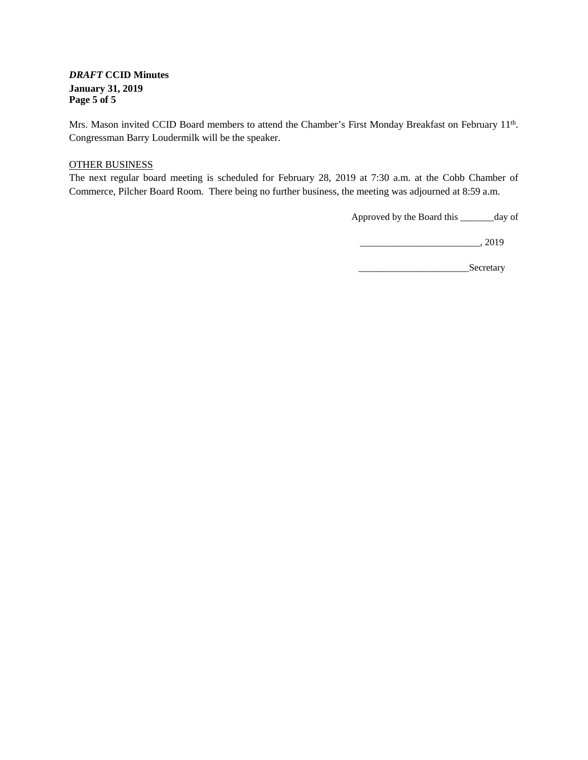Mrs. Mason invited CCID Board members to attend the Chamber's First Monday Breakfast on February 11th. Congressman Barry Loudermilk will be the speaker.

OTHER BUSINESS

The next regular board meeting is scheduled for February 28, 2019 at 7:30 a.m. at the Cobb Chamber of Commerce, Pilcher Board Room. There being no further business, the meeting was adjourned at 8:59 a.m.

Approved by the Board this _______day of

_________________________, 2019

_______________________Secretary